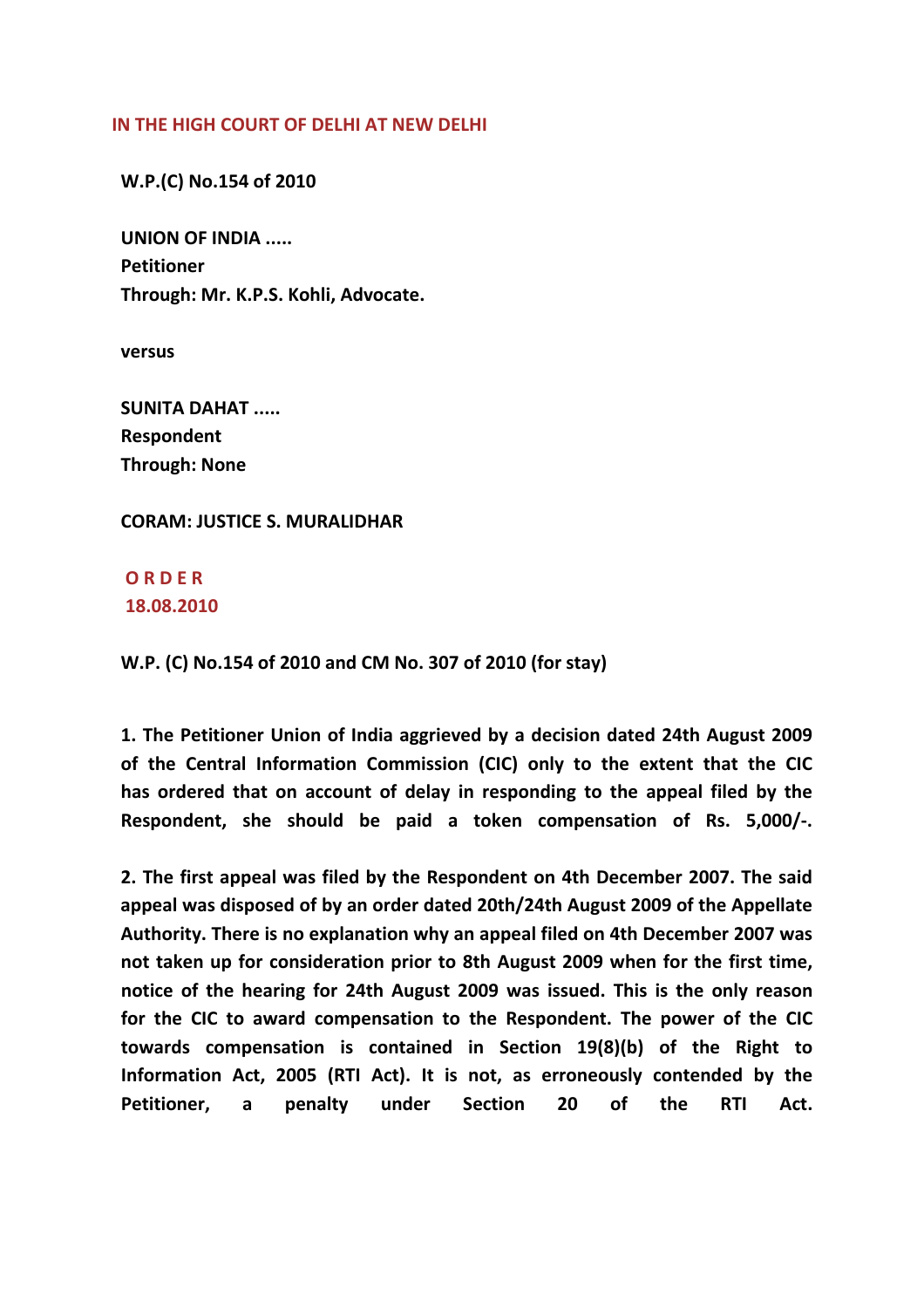**IN THE HIGH COURT OF DELHI AT NEW DELHI**

**W.P.(C) No.154 of 2010**

**UNION OF INDIA .....**
**Petitioner**
**Through: Mr. K.P.S. Kohli, Advocate.**

**versus**

**SUNITA DAHAT .....**
**Respondent**
**Through: None**

**CORAM: JUSTICE S. MURALIDHAR**

**O R D E R**
**18.08.2010**

**W.P. (C) No.154 of 2010 and CM No. 307 of 2010 (for stay)**

**1. The Petitioner Union of India aggrieved by a decision dated 24th August 2009 of the Central Information Commission (CIC) only to the extent that the CIC has ordered that on account of delay in responding to the appeal filed by the Respondent, she should be paid a token compensation of Rs. 5,000/-.**

**2. The first appeal was filed by the Respondent on 4th December 2007. The said appeal was disposed of by an order dated 20th/24th August 2009 of the Appellate Authority. There is no explanation why an appeal filed on 4th December 2007 was not taken up for consideration prior to 8th August 2009 when for the first time, notice of the hearing for 24th August 2009 was issued. This is the only reason for the CIC to award compensation to the Respondent. The power of the CIC towards compensation is contained in Section 19(8)(b) of the Right to Information Act, 2005 (RTI Act). It is not, as erroneously contended by the Petitioner, a penalty under Section 20 of the RTI Act.**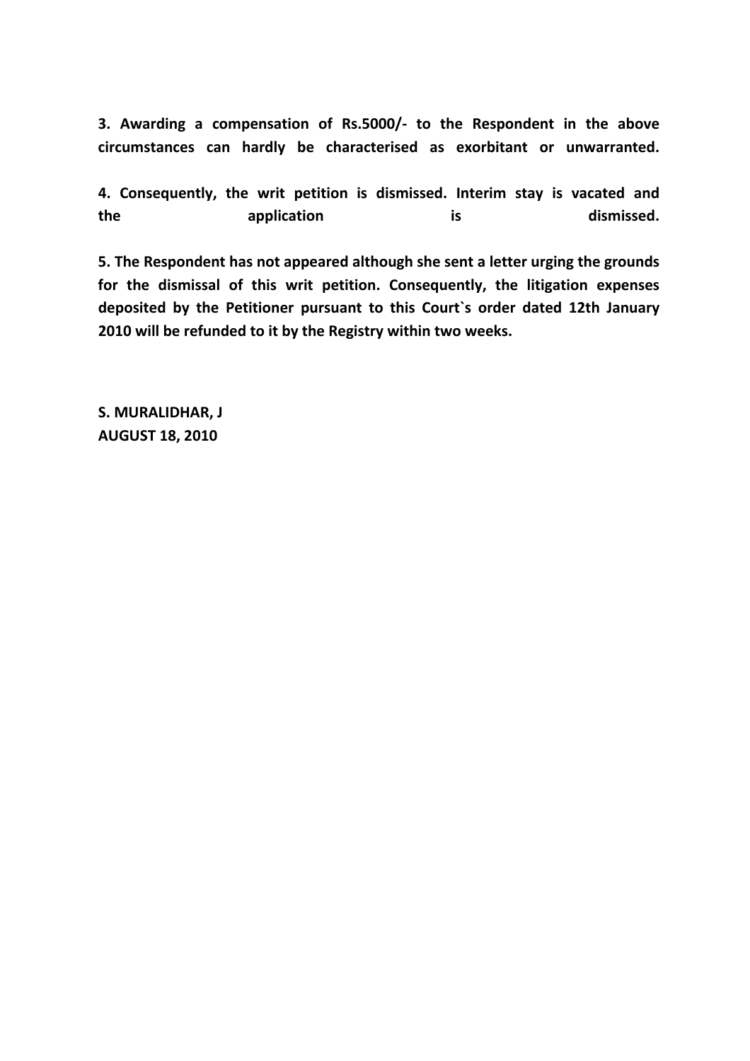**3. Awarding a compensation of Rs.5000/- to the Respondent in the above circumstances can hardly be characterised as exorbitant or unwarranted.**

**4. Consequently, the writ petition is dismissed. Interim stay is vacated and the application is dismissed.**

**5. The Respondent has not appeared although she sent a letter urging the grounds for the dismissal of this writ petition. Consequently, the litigation expenses deposited by the Petitioner pursuant to this Court`s order dated 12th January 2010 will be refunded to it by the Registry within two weeks.**

**S. MURALIDHAR, J**
**AUGUST 18, 2010**